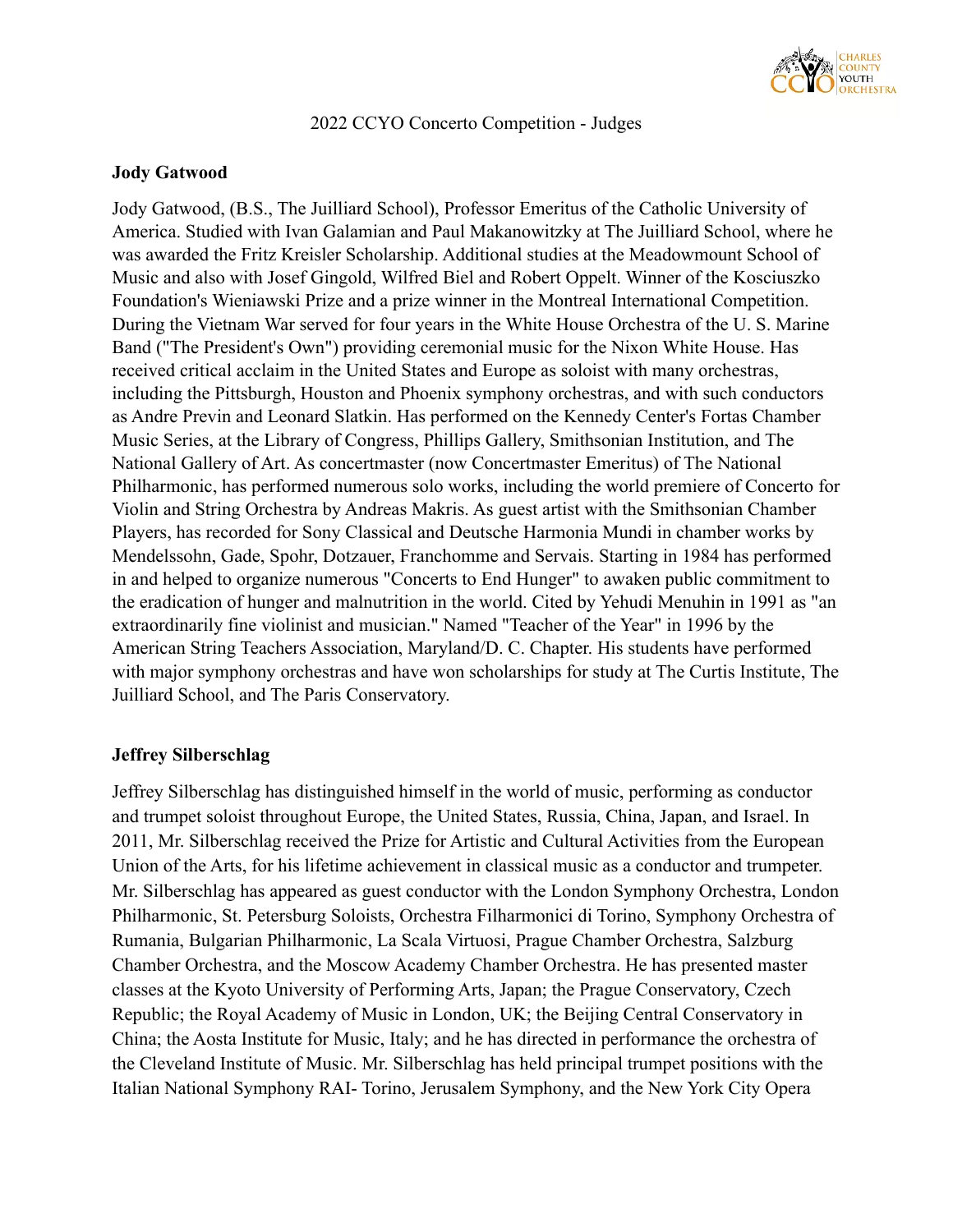# 2022 CCYO Concerto Competition - Judges

## Jody Gatwood

Jody Gatwood, (B.S., The Juilliard School), Professor Emeritus of the Catholic University of America. Studied with Ivan Galamian and Paul Makanowitzky at The Juilliard School, where he was awarded the Fritz Kreisler Scholarship. Additional studies at the Meadowmount School of Music and also with Josef Gingold, Wilfred Biel and Robert Oppelt. Winner of the Kosciuszko Foundation's Wieniawski Prize and a prize winner in the Montreal International Competition. During the Vietnam War served for four years in the White House Orchestra of the U. S. Marine Band ("The President's Own") providing ceremonial music for the Nixon White House. Has received critical acclaim in the United States and Europe as soloist with many orchestras, including the Pittsburgh, Houston and Phoenix symphony orchestras, and with such conductors as Andre Previn and Leonard Slatkin. Has performed on the Kennedy Center's Fortas Chamber Music Series, at the Library of Congress, Phillips Gallery, Smithsonian Institution, and The National Gallery of Art. As concertmaster (now Concertmaster Emeritus) of The National Philharmonic, has performed numerous solo works, including the world premiere of Concerto for Violin and String Orchestra by Andreas Makris. As guest artist with the Smithsonian Chamber Players, has recorded for Sony Classical and Deutsche Harmonia Mundi in chamber works by Mendelssohn, Gade, Spohr, Dotzauer, Franchomme and Servais. Starting in 1984 has performed in and helped to organize numerous "Concerts to End Hunger" to awaken public commitment to the eradication of hunger and malnutrition in the world. Cited by Yehudi Menuhin in 1991 as "an extraordinarily fine violinist and musician." Named "Teacher of the Year" in 1996 by the American String Teachers Association, Maryland/D. C. Chapter. His students have performed with major symphony orchestras and have won scholarships for study at The Curtis Institute, The Juilliard School, and The Paris Conservatory.

## Jeffrey Silberschlag

Jeffrey Silberschlag has distinguished himself in the world of music, performing as conductor and trumpet soloist throughout Europe, the United States, Russia, China, Japan, and Israel. In 2011, Mr. Silberschlag received the Prize for Artistic and Cultural Activities from the European Union of the Arts, for his lifetime achievement in classical music as a conductor and trumpeter. Mr. Silberschlag has appeared as guest conductor with the London Symphony Orchestra, London Philharmonic, St. Petersburg Soloists, Orchestra Filharmonici di Torino, Symphony Orchestra of Rumania, Bulgarian Philharmonic, La Scala Virtuosi, Prague Chamber Orchestra, Salzburg Chamber Orchestra, and the Moscow Academy Chamber Orchestra. He has presented master classes at the Kyoto University of Performing Arts, Japan; the Prague Conservatory, Czech Republic; the Royal Academy of Music in London, UK; the Beijing Central Conservatory in China; the Aosta Institute for Music, Italy; and he has directed in performance the orchestra of the Cleveland Institute of Music. Mr. Silberschlag has held principal trumpet positions with the Italian National Symphony RAI- Torino, Jerusalem Symphony, and the New York City Opera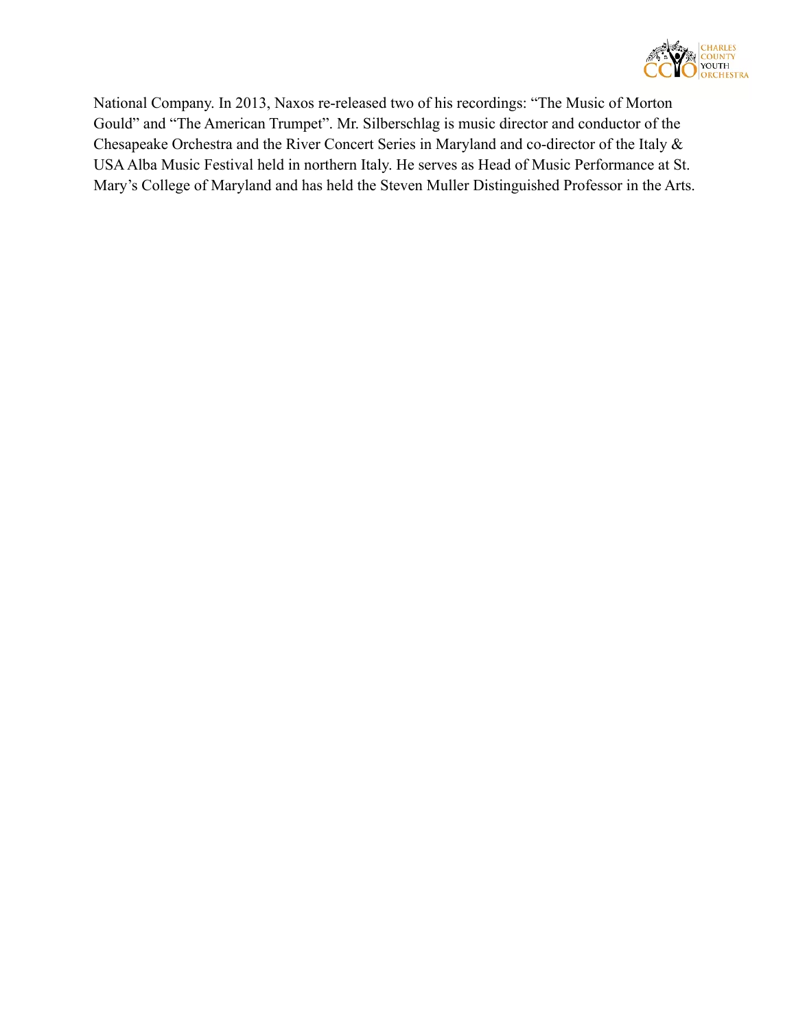National Company. In 2013, Naxos re-released two of his recordings: “The Music of Morton Gould” and “The American Trumpet”. Mr. Silberschlag is music director and conductor of the Chesapeake Orchestra and the River Concert Series in Maryland and co-director of the Italy & USA Alba Music Festival held in northern Italy. He serves as Head of Music Performance at St. Mary’s College of Maryland and has held the Steven Muller Distinguished Professor in the Arts.